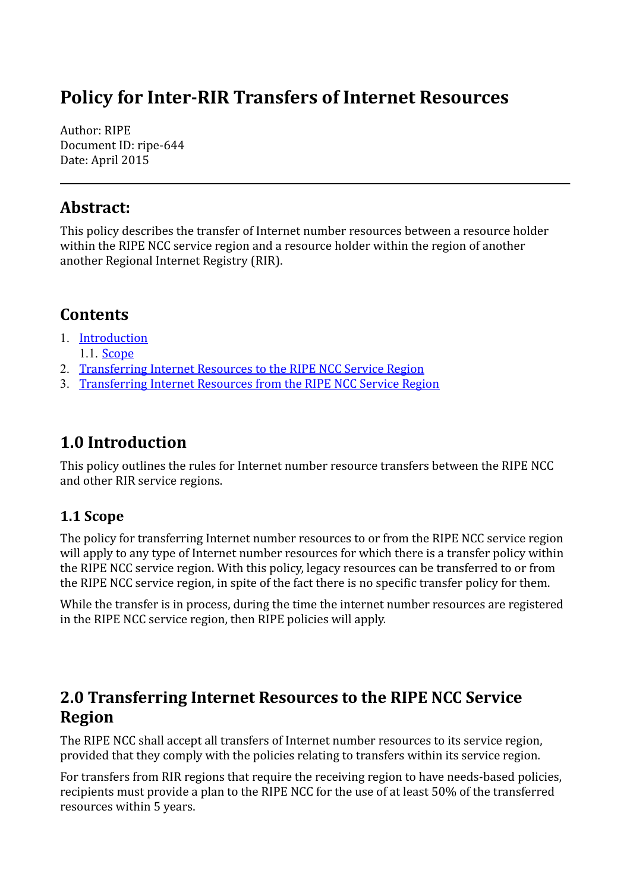# Policy for Inter-RIR Transfers of Internet Resources

Author: RIPE
Document ID: ripe-644
Date: April 2015

---

## Abstract:

This policy describes the transfer of Internet number resources between a resource holder within the RIPE NCC service region and a resource holder within the region of another another Regional Internet Registry (RIR).

## Contents

1. Introduction
   1.1. Scope
2. Transferring Internet Resources to the RIPE NCC Service Region
3. Transferring Internet Resources from the RIPE NCC Service Region

## 1.0 Introduction

This policy outlines the rules for Internet number resource transfers between the RIPE NCC and other RIR service regions.

### 1.1 Scope

The policy for transferring Internet number resources to or from the RIPE NCC service region will apply to any type of Internet number resources for which there is a transfer policy within the RIPE NCC service region. With this policy, legacy resources can be transferred to or from the RIPE NCC service region, in spite of the fact there is no specific transfer policy for them.

While the transfer is in process, during the time the internet number resources are registered in the RIPE NCC service region, then RIPE policies will apply.

## 2.0 Transferring Internet Resources to the RIPE NCC Service Region

The RIPE NCC shall accept all transfers of Internet number resources to its service region, provided that they comply with the policies relating to transfers within its service region.

For transfers from RIR regions that require the receiving region to have needs-based policies, recipients must provide a plan to the RIPE NCC for the use of at least 50% of the transferred resources within 5 years.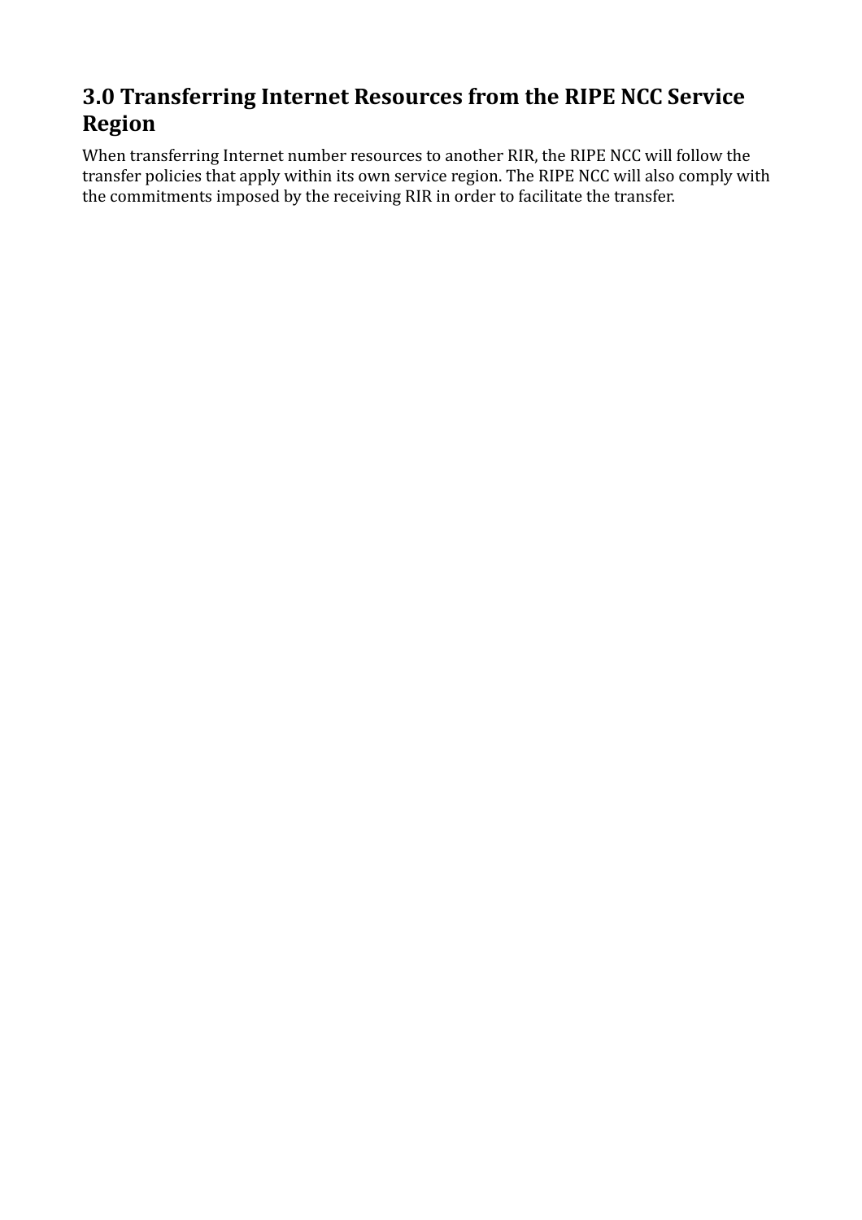## 3.0 Transferring Internet Resources from the RIPE NCC Service Region

When transferring Internet number resources to another RIR, the RIPE NCC will follow the transfer policies that apply within its own service region. The RIPE NCC will also comply with the commitments imposed by the receiving RIR in order to facilitate the transfer.